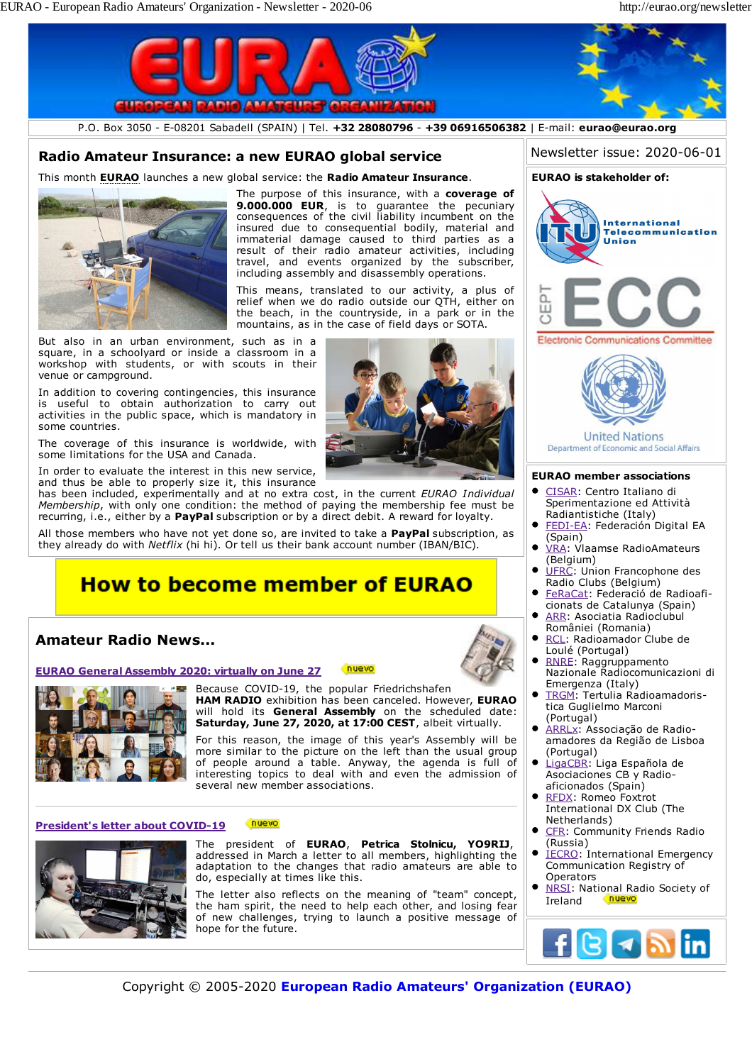P.O. Box 3050 - E-08201 Sabadell (SPAIN) | Tel. **+32 28080796** - **+39 06916506382** | E-mail: **eurao@eurao.org**

## Radio Amateur Insurance: a new EURAO global service

This month **EURAO** launches a new global service: the **Radio Amateur Insurance**.

The purpose of this insurance, with a **coverage of 9.000.000 EUR**, is to guarantee the pecuniary consequences of the civil liability incumbent on the insured due to consequential bodily, material and immaterial damage caused to third parties as a result of their radio amateur activities, including travel, and events organized by the subscriber, including assembly and disassembly operations.

This means, translated to our activity, a plus of relief when we do radio outside our QTH, either on the beach, in the countryside, in a park or in the mountains, as in the case of field days or SOTA.

But also in an urban environment, such as in a square, in a schoolyard or inside a classroom in a workshop with students, or with scouts in their venue or campground.

In addition to covering contingencies, this insurance is useful to obtain authorization to carry out activities in the public space, which is mandatory in some countries.

The coverage of this insurance is worldwide, with some limitations for the USA and Canada.

In order to evaluate the interest in this new service, and thus be able to properly size it, this insurance has been included, experimentally and at no extra cost, in the current *EURAO Individual Membership*, with only one condition: the method of paying the membership fee must be recurring, i.e., either by a **PayPal** subscription or by a direct debit. A reward for loyalty.

All those members who have not yet done so, are invited to take a **PayPal** subscription, as they already do with *Netflix* (hi hi). Or tell us their bank account number (IBAN/BIC).

**How to become member of EURAO**

## Amateur Radio News...

### EURAO General Assembly 2020: virtually on June 27 (nuevo)

Because COVID-19, the popular Friedrichshafen **HAM RADIO** exhibition has been canceled. However, **EURAO** will hold its **General Assembly** on the scheduled date: **Saturday, June 27, 2020, at 17:00 CEST**, albeit virtually.

For this reason, this year's Assembly will be more similar to the picture on the left than the usual group of people around a table. Anyway, the agenda is full of interesting topics to deal with and even the admission of several new member associations.

### President's letter about COVID-19 (nuevo)

The president of **EURAO**, **Petrica Stolnicu, YO9RIJ**, addressed in March a letter to all members, highlighting the adaptation to the changes that radio amateurs are able to do, especially at times like this.

The letter also reflects on the meaning of "team" concept, the ham spirit, the need to help each other, and losing fear of new challenges, trying to launch a positive message of hope for the future.

Newsletter issue: 2020-06-01

**EURAO is stakeholder of:**

International Telecommunication Union

CEPT ECC Electronic Communications Committee

United Nations Department of Economic and Social Affairs

**EURAO member associations**

- CISAR: Centro Italiano di Sperimentazione ed Attività Radiantistiche (Italy)
- FEDI-EA: Federación Digital EA (Spain)
- VRA: Vlaamse RadioAmateurs (Belgium)
- UFRC: Union Francophone des Radio Clubs (Belgium)
- FeRaCat: Federació de Radioaficionats de Catalunya (Spain)
- ARR: Asociatia Radioclubul României (Romania)
- RCL: Radioamador Clube de Loulé (Portugal)
- RNRE: Raggruppamento Nazionale Radiocomunicazioni di Emergenza (Italy)
- TRGM: Tertulia Radioamadoristica Guglielmo Marconi (Portugal)
- ARRLx: Associação de Radioamadores da Região de Lisboa (Portugal)
- LigaCBR: Liga Española de Asociaciones CB y Radioaficionados (Spain)
- RFDX: Romeo Foxtrot International DX Club (The Netherlands)
- CFR: Community Friends Radio (Russia)
- IECRO: International Emergency Communication Registry of Operators
- NRSI: National Radio Society of Ireland (nuevo)

Copyright © 2005-2020 **European Radio Amateurs' Organization (EURAO)**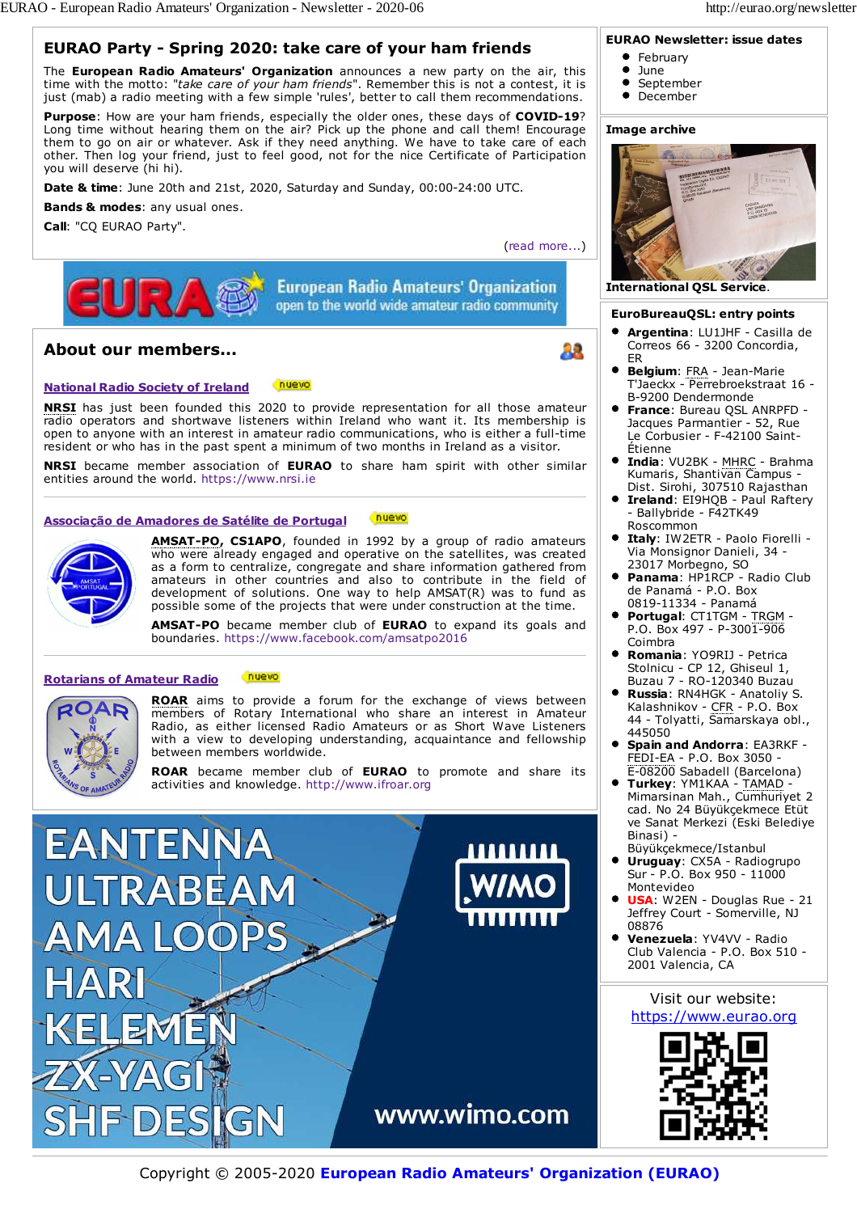## EURAO Party - Spring 2020: take care of your ham friends

The **European Radio Amateurs' Organization** announces a new party on the air, this time with the motto: "*take care of your ham friends*". Remember this is not a contest, it is just (mab) a radio meeting with a few simple 'rules', better to call them recommendations.

**Purpose**: How are your ham friends, especially the older ones, these days of **COVID-19**? Long time without hearing them on the air? Pick up the phone and call them! Encourage them to go on air or whatever. Ask if they need anything. We have to take care of each other. Then log your friend, just to feel good, not for the nice Certificate of Participation you will deserve (hi hi).

**Date & time**: June 20th and 21st, 2020, Saturday and Sunday, 00:00-24:00 UTC.

**Bands & modes**: any usual ones.

**Call**: "CQ EURAO Party".

(read more...)

EURAO European Radio Amateurs' Organization — open to the world wide amateur radio community

## About our members...

### National Radio Society of Ireland

nuevo

**NRSI** has just been founded this 2020 to provide representation for all those amateur radio operators and shortwave listeners within Ireland who want it. Its membership is open to anyone with an interest in amateur radio communications, who is either a full-time resident or who has in the past spent a minimum of two months in Ireland as a visitor.

**NRSI** became member association of **EURAO** to share ham spirit with other similar entities around the world. https://www.nrsi.ie

### Associação de Amadores de Satélite de Portugal

nuevo

**AMSAT-PO, CS1APO**, founded in 1992 by a group of radio amateurs who were already engaged and operative on the satellites, was created as a form to centralize, congregate and share information gathered from amateurs in other countries and also to contribute in the field of development of solutions. One way to help AMSAT(R) was to fund as possible some of the projects that were under construction at the time.

**AMSAT-PO** became member club of **EURAO** to expand its goals and boundaries. https://www.facebook.com/amsatpo2016

### Rotarians of Amateur Radio

nuevo

**ROAR** aims to provide a forum for the exchange of views between members of Rotary International who share an interest in Amateur Radio, as either licensed Radio Amateurs or as Short Wave Listeners with a view to developing understanding, acquaintance and fellowship between members worldwide.

**ROAR** became member club of **EURAO** to promote and share its activities and knowledge. http://www.ifroar.org

EANTENNA ULTRABEAM AMA LOOPS HARI KELEMEN ZX-YAGI SHF DESIGN — WiMO — www.wimo.com

### EURAO Newsletter: issue dates

- February
- June
- September
- December

### Image archive

International QSL Service.

### EuroBureauQSL: entry points

- **Argentina**: LU1JHF - Casilla de Correos 66 - 3200 Concordia, ER
- **Belgium**: FRA - Jean-Marie T'Jaeckx - Perrebroekstraat 16 - B-9200 Dendermonde
- **France**: Bureau QSL ANRPFD - Jacques Parmantier - 52, Rue Le Corbusier - F-42100 Saint-Étienne
- **India**: VU2BK - MHRC - Brahma Kumaris, Shantivan Campus - Dist. Sirohi, 307510 Rajasthan
- **Ireland**: EI9HQB - Paul Raftery - Ballybride - F42TK49 Roscommon
- **Italy**: IW2ETR - Paolo Fiorelli - Via Monsignor Danieli, 34 - 23017 Morbegno, SO
- **Panama**: HP1RCP - Radio Club de Panamá - P.O. Box 0819-11334 - Panamá
- **Portugal**: CT1TGM - TRGM - P.O. Box 497 - P-3001-906 Coimbra
- **Romania**: YO9RIJ - Petrica Stolnicu - CP 12, Ghiseul 1, Buzau 7 - RO-120340 Buzau
- **Russia**: RN4HGK - Anatoliy S. Kalashnikov - CFR - P.O. Box 44 - Tolyatti, Samarskaya obl., 445050
- **Spain and Andorra**: EA3RKF - FEDI-EA - P.O. Box 3050 - E-08200 Sabadell (Barcelona)
- **Turkey**: YM1KAA - TAMAD - Mimarsinan Mah., Cumhuriyet 2 cad. No 24 Büyükçekmece Etüt ve Sanat Merkezi (Eski Belediye Binasi) - Büyükçekmece/Istanbul
- **Uruguay**: CX5A - Radiogrupo Sur - P.O. Box 950 - 11000 Montevideo
- **USA**: W2EN - Douglas Rue - 21 Jeffrey Court - Somerville, NJ 08876
- **Venezuela**: YV4VV - Radio Club Valencia - P.O. Box 510 - 2001 Valencia, CA

Visit our website:
https://www.eurao.org

Copyright © 2005-2020 **European Radio Amateurs' Organization (EURAO)**